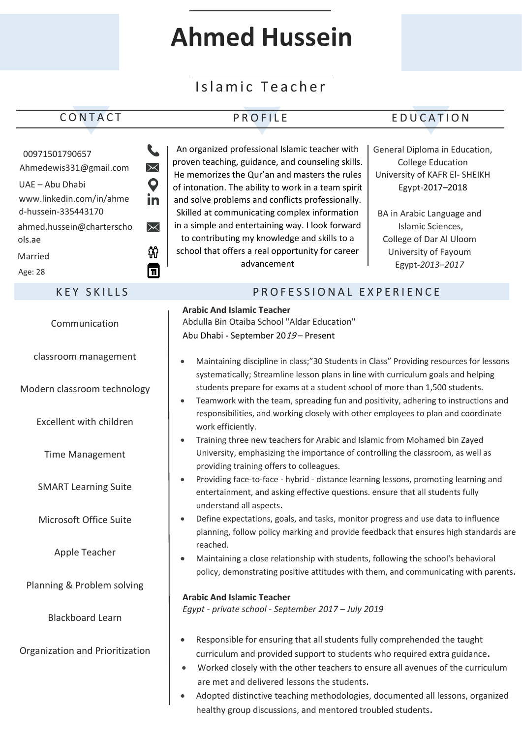# Ahmed Hussein

## Islamic Teacher

## CONTACT

00971501790657

Ahmedewis331@gmail.com

UAE – Abu Dhabi

www.linkedin.com/in/ahmed-hussein-335443170

ahmed.hussein@charterschools.ae

Married

Age: 28

## PROFILE

An organized professional Islamic teacher with proven teaching, guidance, and counseling skills. He memorizes the Qur'an and masters the rules of intonation. The ability to work in a team spirit and solve problems and conflicts professionally. Skilled at communicating complex information in a simple and entertaining way. I look forward to contributing my knowledge and skills to a school that offers a real opportunity for career advancement

## EDUCATION

General Diploma in Education,
College Education
University of KAFR El- SHEIKH
Egypt-2017–2018

BA in Arabic Language and Islamic Sciences,
College of Dar Al Uloom
University of Fayoum
Egypt-*2013–2017*

## KEY SKILLS

- Communication
- classroom management
- Modern classroom technology
- Excellent with children
- Time Management
- SMART Learning Suite
- Microsoft Office Suite
- Apple Teacher
- Planning & Problem solving
- Blackboard Learn
- Organization and Prioritization

## PROFESSIONAL EXPERIENCE

**Arabic And Islamic Teacher**
Abdulla Bin Otaiba School "Aldar Education"
Abu Dhabi - September 20*19*– Present

- Maintaining discipline in class;"30 Students in Class" Providing resources for lessons systematically; Streamline lesson plans in line with curriculum goals and helping students prepare for exams at a student school of more than 1,500 students.
- Teamwork with the team, spreading fun and positivity, adhering to instructions and responsibilities, and working closely with other employees to plan and coordinate work efficiently.
- Training three new teachers for Arabic and Islamic from Mohamed bin Zayed University, emphasizing the importance of controlling the classroom, as well as providing training offers to colleagues.
- Providing face-to-face - hybrid - distance learning lessons, promoting learning and entertainment, and asking effective questions. ensure that all students fully understand all aspects.
- Define expectations, goals, and tasks, monitor progress and use data to influence planning, follow policy marking and provide feedback that ensures high standards are reached.
- Maintaining a close relationship with students, following the school's behavioral policy, demonstrating positive attitudes with them, and communicating with parents.

**Arabic And Islamic Teacher**
*Egypt - private school - September 2017 – July 2019*

- Responsible for ensuring that all students fully comprehended the taught curriculum and provided support to students who required extra guidance.
- Worked closely with the other teachers to ensure all avenues of the curriculum are met and delivered lessons the students.
- Adopted distinctive teaching methodologies, documented all lessons, organized healthy group discussions, and mentored troubled students.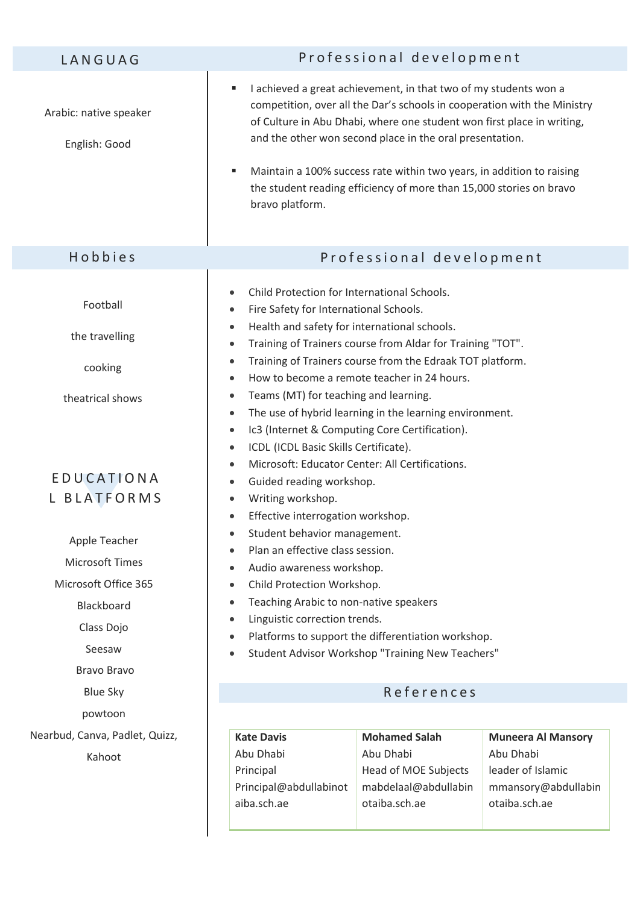## LANGUAG

Arabic: native speaker

English: Good

## Hobbies

Football

the travelling

cooking

theatrical shows

## EDUCATIONAL BLATFORMS

Apple Teacher

Microsoft Times

Microsoft Office 365

Blackboard

Class Dojo

Seesaw

Bravo Bravo

Blue Sky

powtoon

Nearbud, Canva, Padlet, Quizz, Kahoot

## Professional development

- I achieved a great achievement, in that two of my students won a competition, over all the Dar's schools in cooperation with the Ministry of Culture in Abu Dhabi, where one student won first place in writing, and the other won second place in the oral presentation.
- Maintain a 100% success rate within two years, in addition to raising the student reading efficiency of more than 15,000 stories on bravo bravo platform.

## Professional development

- Child Protection for International Schools.
- Fire Safety for International Schools.
- Health and safety for international schools.
- Training of Trainers course from Aldar for Training "TOT".
- Training of Trainers course from the Edraak TOT platform.
- How to become a remote teacher in 24 hours.
- Teams (MT) for teaching and learning.
- The use of hybrid learning in the learning environment.
- Ic3 (Internet & Computing Core Certification).
- ICDL (ICDL Basic Skills Certificate).
- Microsoft: Educator Center: All Certifications.
- Guided reading workshop.
- Writing workshop.
- Effective interrogation workshop.
- Student behavior management.
- Plan an effective class session.
- Audio awareness workshop.
- Child Protection Workshop.
- Teaching Arabic to non-native speakers
- Linguistic correction trends.
- Platforms to support the differentiation workshop.
- Student Advisor Workshop "Training New Teachers"

## References

| | | |
|---|---|---|
| **Kate Davis**<br>Abu Dhabi<br>Principal<br>Principal@abdullabinotaiba.sch.ae | **Mohamed Salah**<br>Abu Dhabi<br>Head of MOE Subjects<br>mabdelaal@abdullabinotaiba.sch.ae | **Muneera Al Mansory**<br>Abu Dhabi<br>leader of Islamic<br>mmansory@abdullabinotaiba.sch.ae |